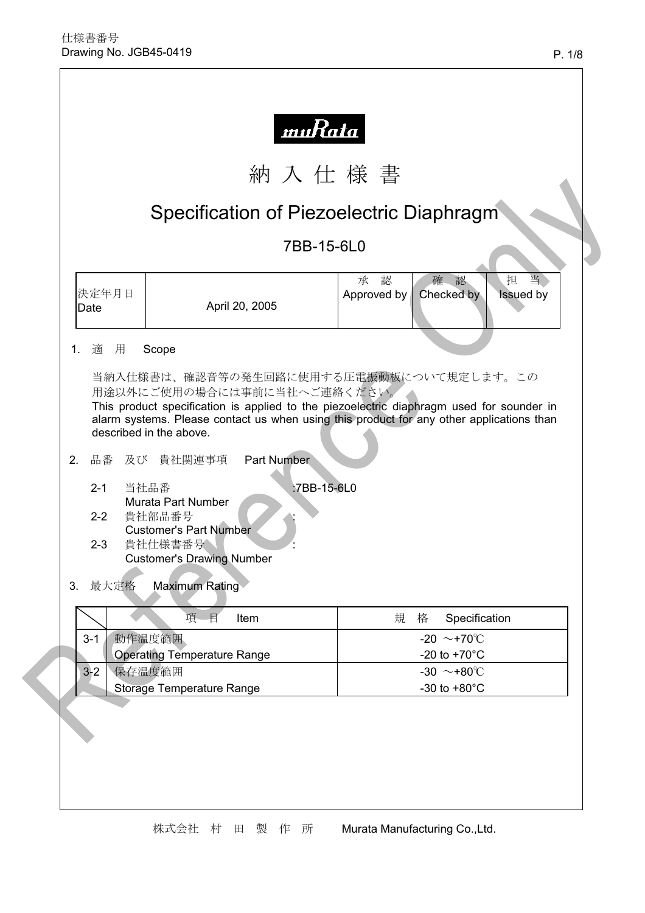仕様書番号
Drawing No. JGB45-0419

muRata

# 納入仕様書

# Specification of Piezoelectric Diaphragm

## 7BB-15-6L0

| 決定年月日 Date | April 20, 2005 | 承　認 Approved by | 確　認 Checked by | 担　当 Issued by |
|---|---|---|---|---|
| | | | | |

1. 適　用　Scope

当納入仕様書は、確認音等の発生回路に使用する圧電振動板について規定します。この用途以外にご使用の場合には事前に当社へご連絡ください。
This product specification is applied to the piezoelectric diaphragm used for sounder in alarm systems. Please contact us when using this product for any other applications than described in the above.

2. 品番　及び　貴社関連事項　Part Number

2-1　当社品番 Murata Part Number　:7BB-15-6L0
2-2　貴社部品番号 Customer's Part Number　:
2-3　貴社仕様書番号 Customer's Drawing Number　:

3. 最大定格　Maximum Rating

| | 項　目　Item | 規　格　Specification |
|---|---|---|
| 3-1 | 動作温度範囲 Operating Temperature Range | -20 ～+70℃ -20 to +70°C |
| 3-2 | 保存温度範囲 Storage Temperature Range | -30 ～+80℃ -30 to +80°C |

株式会社　村　田　製　作　所　Murata Manufacturing Co.,Ltd.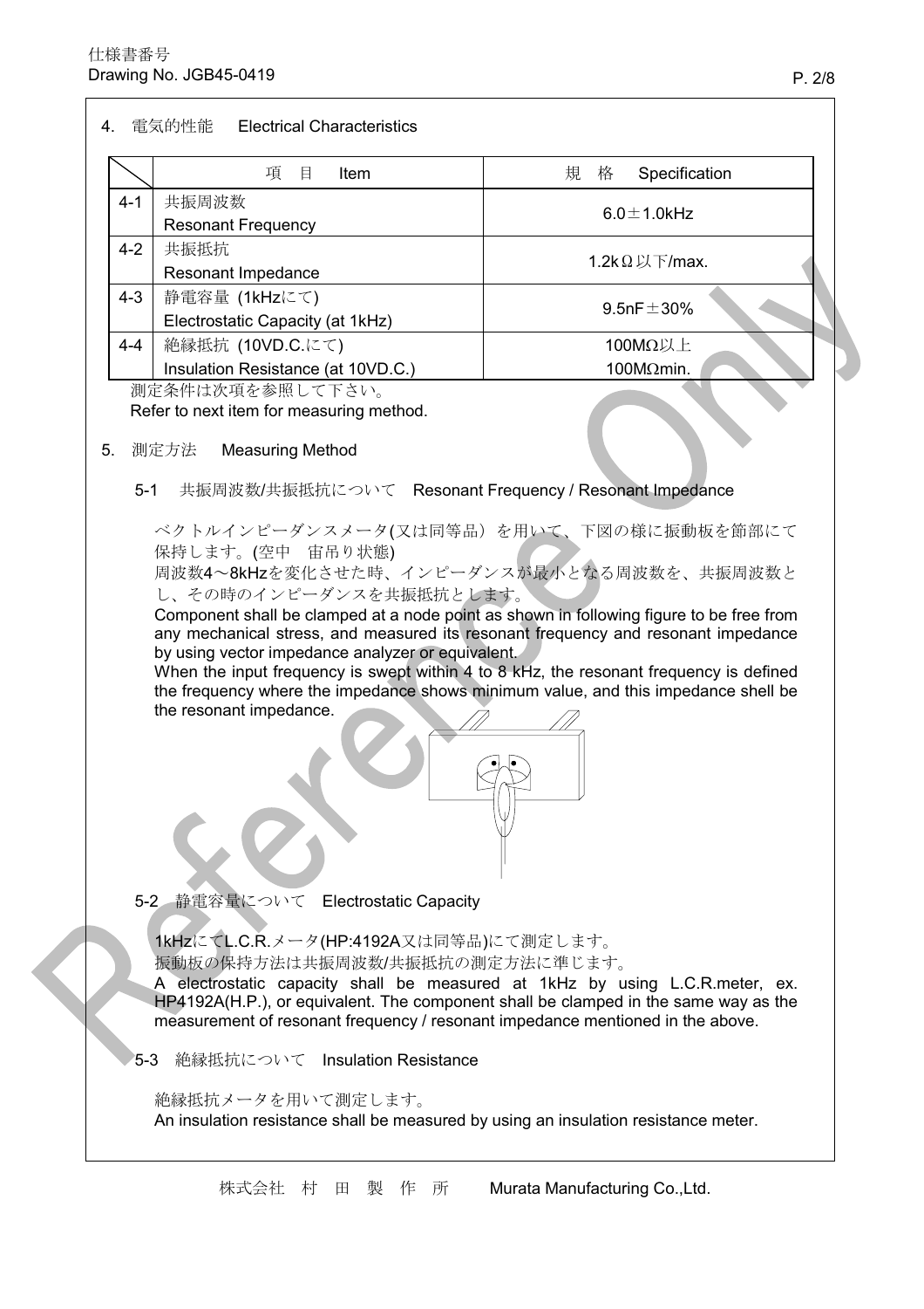## 4. 電気的性能　Electrical Characteristics

| | 項　目　Item | 規　格　Specification |
|---|---|---|
| 4-1 | 共振周波数<br>Resonant Frequency | 6.0±1.0kHz |
| 4-2 | 共振抵抗<br>Resonant Impedance | 1.2kΩ以下/max. |
| 4-3 | 静電容量 (1kHzにて)<br>Electrostatic Capacity (at 1kHz) | 9.5nF±30% |
| 4-4 | 絶縁抵抗 (10VD.C.にて)<br>Insulation Resistance (at 10VD.C.) | 100MΩ以上<br>100MΩmin. |

測定条件は次項を参照して下さい。
Refer to next item for measuring method.

## 5. 測定方法　Measuring Method

### 5-1　共振周波数/共振抵抗について　Resonant Frequency / Resonant Impedance

ベクトルインピーダンスメータ(又は同等品）を用いて、下図の様に振動板を節部にて保持します。(空中　宙吊り状態)
周波数4～8kHzを変化させた時、インピーダンスが最小となる周波数を、共振周波数とし、その時のインピーダンスを共振抵抗とします。
Component shall be clamped at a node point as shown in following figure to be free from any mechanical stress, and measured its resonant frequency and resonant impedance by using vector impedance analyzer or equivalent.
When the input frequency is swept within 4 to 8 kHz, the resonant frequency is defined the frequency where the impedance shows minimum value, and this impedance shell be the resonant impedance.

### 5-2　静電容量について　Electrostatic Capacity

1kHzにてL.C.R.メータ(HP:4192A又は同等品)にて測定します。
振動板の保持方法は共振周波数/共振抵抗の測定方法に準じます。
A electrostatic capacity shall be measured at 1kHz by using L.C.R.meter, ex. HP4192A(H.P.), or equivalent. The component shall be clamped in the same way as the measurement of resonant frequency / resonant impedance mentioned in the above.

### 5-3　絶縁抵抗について　Insulation Resistance

絶縁抵抗メータを用いて測定します。
An insulation resistance shall be measured by using an insulation resistance meter.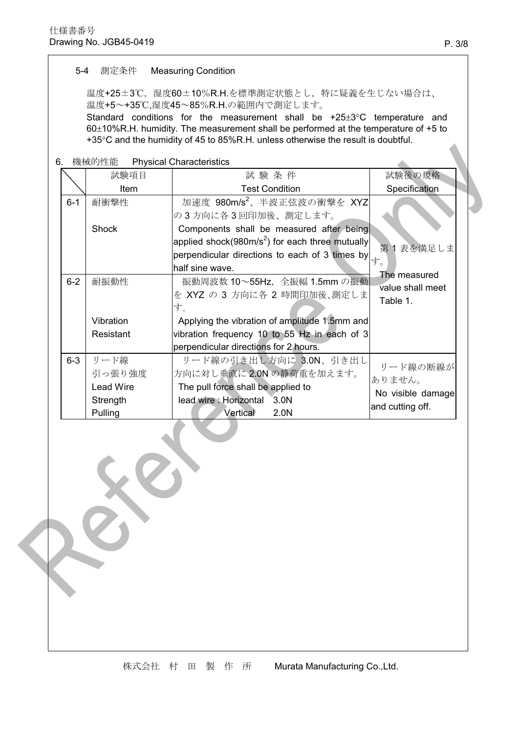5-4　測定条件　Measuring Condition

温度+25±3℃，湿度60±10%R.H.を標準測定状態とし，特に疑義を生じない場合は、温度+5～+35℃,湿度45～85%R.H.の範囲内で測定します。
Standard conditions for the measurement shall be +25±3°C temperature and 60±10%R.H. humidity. The measurement shall be performed at the temperature of +5 to +35°C and the humidity of 45 to 85%R.H. unless otherwise the result is doubtful.

## 6.　機械的性能　Physical Characteristics

|  | 試験項目<br>Item | 試 験 条 件<br>Test Condition | 試験後の規格<br>Specification |
|---|---|---|---|
| 6-1 | 耐衝撃性<br><br>Shock | 加速度 980m/s$^2$、半波正弦波の衝撃を XYZ の 3 方向に各 3 回印加後、測定します。<br>Components shall be measured after being applied shock(980m/s$^2$) for each three mutually perpendicular directions to each of 3 times by half sine wave. | 第 1 表を満足します。<br>The measured value shall meet Table 1. |
| 6-2 | 耐振動性<br><br>Vibration Resistant | 振動周波数 10～55Hz，全振幅 1.5mm の振動を XYZ の 3 方向に各 2 時間印加後､測定します。<br>Applying the vibration of amplitude 1.5mm and vibration frequency 10 to 55 Hz in each of 3 perpendicular directions for 2 hours. | |
| 6-3 | リード線<br>引っ張り強度<br>Lead Wire<br>Strength<br>Pulling | リード線の引き出し方向に 3.0N、引き出し方向に対し垂直に 2.0N の静荷重を加えます。<br>The pull force shall be applied to lead wire : Horizontal 3.0N<br>Vertical 2.0N | リード線の断線がありません。<br>No visible damage and cutting off. |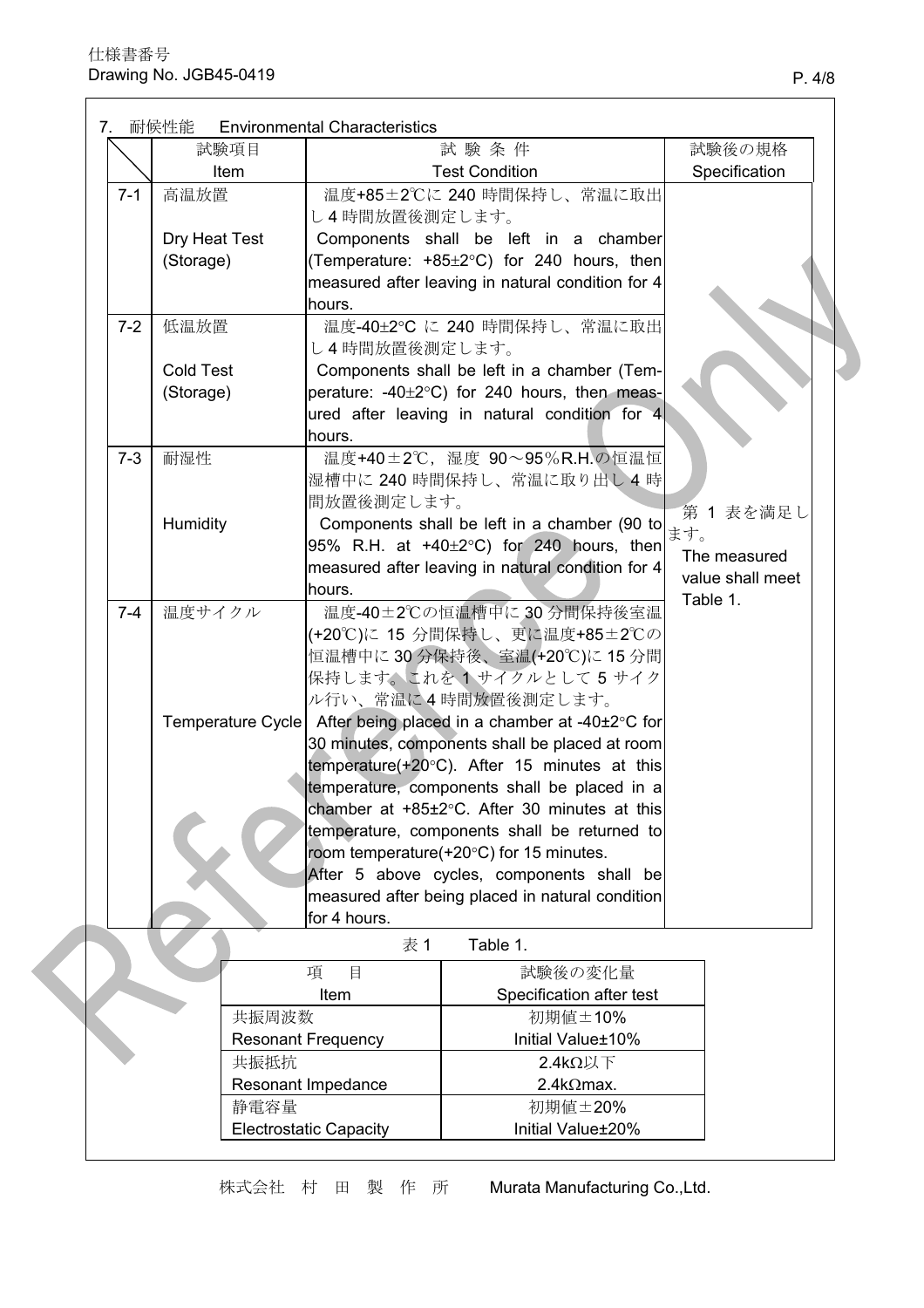仕様書番号
Drawing No. JGB45-0419

## 7. 耐候性能　Environmental Characteristics

| | 試験項目<br>Item | 試 験 条 件<br>Test Condition | 試験後の規格<br>Specification |
|---|---|---|---|
| 7-1 | 高温放置<br><br>Dry Heat Test<br>(Storage) | 温度+85±2℃に 240 時間保持し、常温に取出し4時間放置後測定します。<br>Components shall be left in a chamber (Temperature: +85±2°C) for 240 hours, then measured after leaving in natural condition for 4 hours. | 第 1 表を満足します。<br>The measured value shall meet Table 1. |
| 7-2 | 低温放置<br><br>Cold Test<br>(Storage) | 温度-40±2°C に 240 時間保持し、常温に取出し4時間放置後測定します。<br>Components shall be left in a chamber (Temperature: -40±2°C) for 240 hours, then measured after leaving in natural condition for 4 hours. | |
| 7-3 | 耐湿性<br><br>Humidity | 温度+40±2℃，湿度 90～95%R.H.の恒温恒湿槽中に 240 時間保持し、常温に取り出し 4 時間放置後測定します。<br>Components shall be left in a chamber (90 to 95% R.H. at +40±2°C) for 240 hours, then measured after leaving in natural condition for 4 hours. | |
| 7-4 | 温度サイクル<br><br>Temperature Cycle | 温度-40±2℃の恒温槽中に 30 分間保持後室温(+20℃)に 15 分間保持し、更に温度+85±2℃の恒温槽中に 30 分保持後、室温(+20℃)に 15 分間保持します。これを 1 サイクルとして 5 サイクル行い、常温に4時間放置後測定します。<br>After being placed in a chamber at -40±2°C for 30 minutes, components shall be placed at room temperature(+20°C). After 15 minutes at this temperature, components shall be placed in a chamber at +85±2°C. After 30 minutes at this temperature, components shall be returned to room temperature(+20°C) for 15 minutes.<br>After 5 above cycles, components shall be measured after being placed in natural condition for 4 hours. | |

表1　Table 1.

| 項　目<br>Item | 試験後の変化量<br>Specification after test |
|---|---|
| 共振周波数<br>Resonant Frequency | 初期値±10%<br>Initial Value±10% |
| 共振抵抗<br>Resonant Impedance | 2.4kΩ以下<br>2.4kΩmax. |
| 静電容量<br>Electrostatic Capacity | 初期値±20%<br>Initial Value±20% |

株式会社 村 田 製 作 所　Murata Manufacturing Co.,Ltd.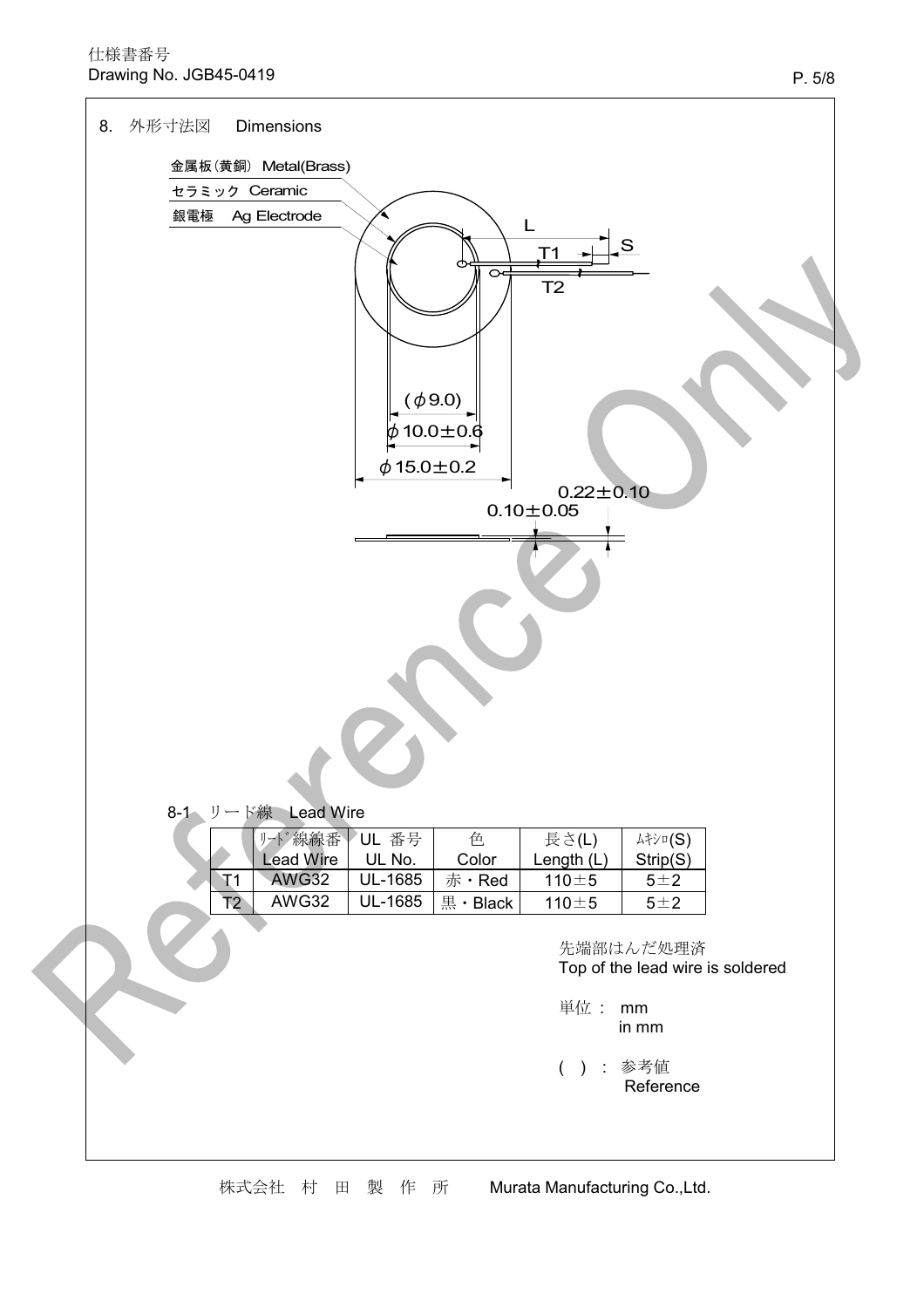## 8. 外形寸法図　Dimensions

金属板（黄銅）Metal(Brass)

セラミック Ceramic

銀電極　Ag Electrode

L

S

T1

T2

(φ9.0)

φ10.0±0.6

φ15.0±0.2

0.22±0.10

0.10±0.05

### 8-1　リード線　Lead Wire

| | ﾘｰﾄﾞ線線番 Lead Wire | UL 番号 UL No. | 色 Color | 長さ(L) Length (L) | ﾑｷｼﾛ(S) Strip(S) |
|---|---|---|---|---|---|
| T1 | AWG32 | UL-1685 | 赤・Red | 110±5 | 5±2 |
| T2 | AWG32 | UL-1685 | 黒・Black | 110±5 | 5±2 |

先端部はんだ処理済
Top of the lead wire is soldered

単位：　mm
in mm

(　)：参考値
Reference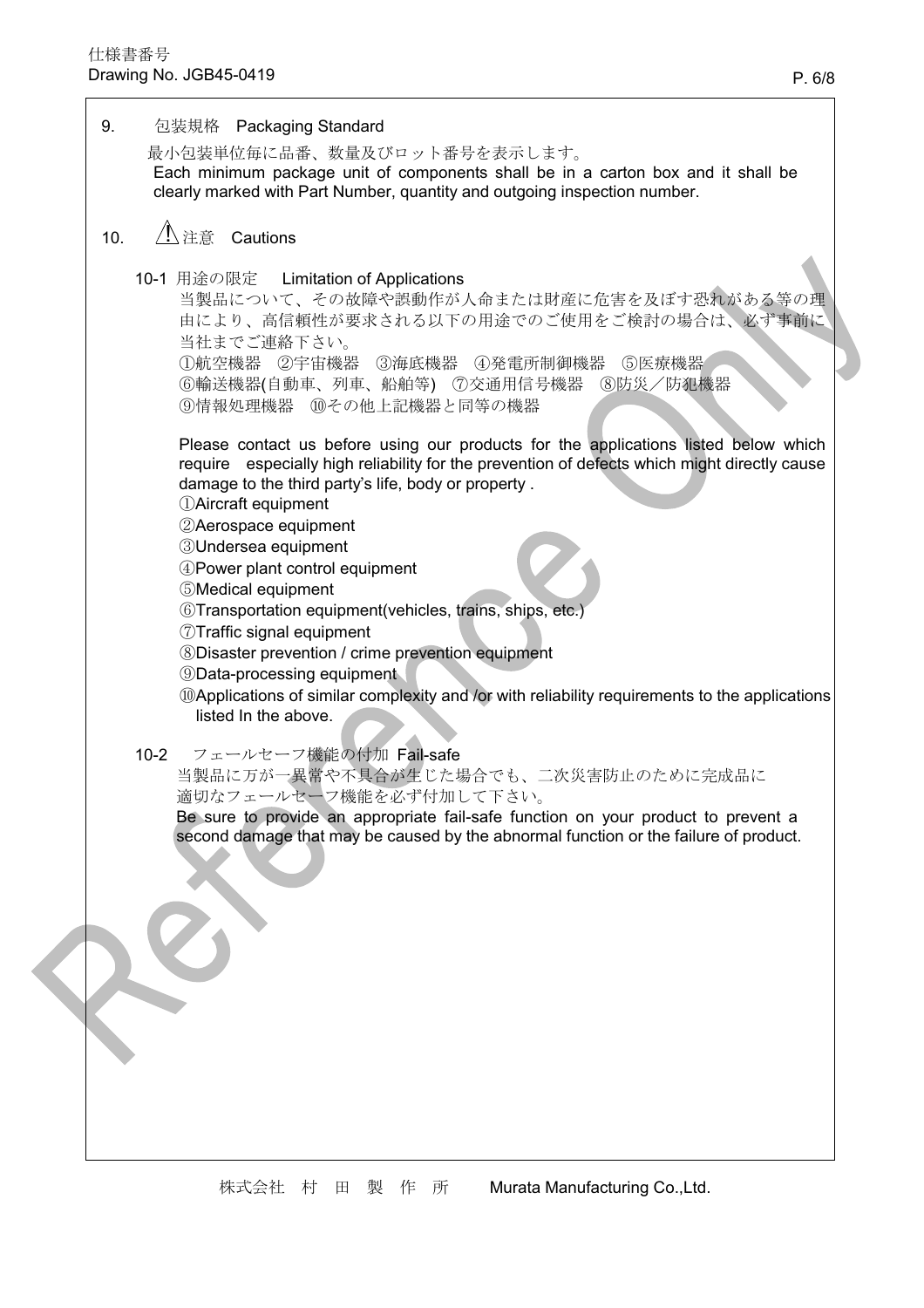## 9. 包装規格　Packaging Standard

最小包装単位毎に品番、数量及びロット番号を表示します。
Each minimum package unit of components shall be in a carton box and it shall be clearly marked with Part Number, quantity and outgoing inspection number.

## 10. ⚠注意　Cautions

### 10-1 用途の限定　Limitation of Applications

当製品について、その故障や誤動作が人命または財産に危害を及ぼす恐れがある等の理由により、高信頼性が要求される以下の用途でのご使用をご検討の場合は、必ず事前に当社までご連絡下さい。
①航空機器　②宇宙機器　③海底機器　④発電所制御機器　⑤医療機器
⑥輸送機器(自動車、列車、船舶等)　⑦交通用信号機器　⑧防災／防犯機器
⑨情報処理機器　⑩その他上記機器と同等の機器

Please contact us before using our products for the applications listed below which require especially high reliability for the prevention of defects which might directly cause damage to the third party's life, body or property .

①Aircraft equipment
②Aerospace equipment
③Undersea equipment
④Power plant control equipment
⑤Medical equipment
⑥Transportation equipment(vehicles, trains, ships, etc.)
⑦Traffic signal equipment
⑧Disaster prevention / crime prevention equipment
⑨Data-processing equipment
⑩Applications of similar complexity and /or with reliability requirements to the applications listed In the above.

### 10-2 フェールセーフ機能の付加 Fail-safe

当製品に万が一異常や不具合が生じた場合でも、二次災害防止のために完成品に適切なフェールセーフ機能を必ず付加して下さい。
Be sure to provide an appropriate fail-safe function on your product to prevent a second damage that may be caused by the abnormal function or the failure of product.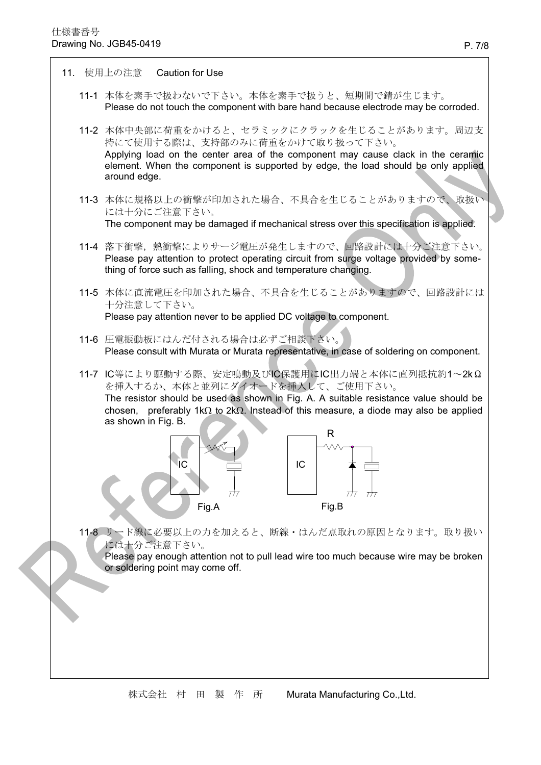## 11. 使用上の注意　Caution for Use

11-1 本体を素手で扱わないで下さい。本体を素手で扱うと、短期間で錆が生じます。
Please do not touch the component with bare hand because electrode may be corroded.

11-2 本体中央部に荷重をかけると、セラミックにクラックを生じることがあります。周辺支持にて使用する際は、支持部のみに荷重をかけて取り扱って下さい。
Applying load on the center area of the component may cause clack in the ceramic element. When the component is supported by edge, the load should be only applied around edge.

11-3 本体に規格以上の衝撃が印加された場合、不具合を生じることがありますので、取扱いには十分にご注意下さい。
The component may be damaged if mechanical stress over this specification is applied.

11-4 落下衝撃，熱衝撃によりサージ電圧が発生しますので、回路設計には十分ご注意下さい。
Please pay attention to protect operating circuit from surge voltage provided by something of force such as falling, shock and temperature changing.

11-5 本体に直流電圧を印加された場合、不具合を生じることがありますので、回路設計には十分注意して下さい。
Please pay attention never to be applied DC voltage to component.

11-6 圧電振動板にはんだ付される場合は必ずご相談下さい。
Please consult with Murata or Murata representative, in case of soldering on component.

11-7 IC等により駆動する際、安定鳴動及びIC保護用にIC出力端と本体に直列抵抗約1～2kΩを挿入するか、本体と並列にダイオードを挿入して、ご使用下さい。
The resistor should be used as shown in Fig. A. A suitable resistance value should be chosen, preferably 1kΩ to 2kΩ. Instead of this measure, a diode may also be applied as shown in Fig. B.

Fig.A　　Fig.B

11-8 リード線に必要以上の力を加えると、断線・はんだ点取れの原因となります。取り扱いには十分ご注意下さい。
Please pay enough attention not to pull lead wire too much because wire may be broken or soldering point may come off.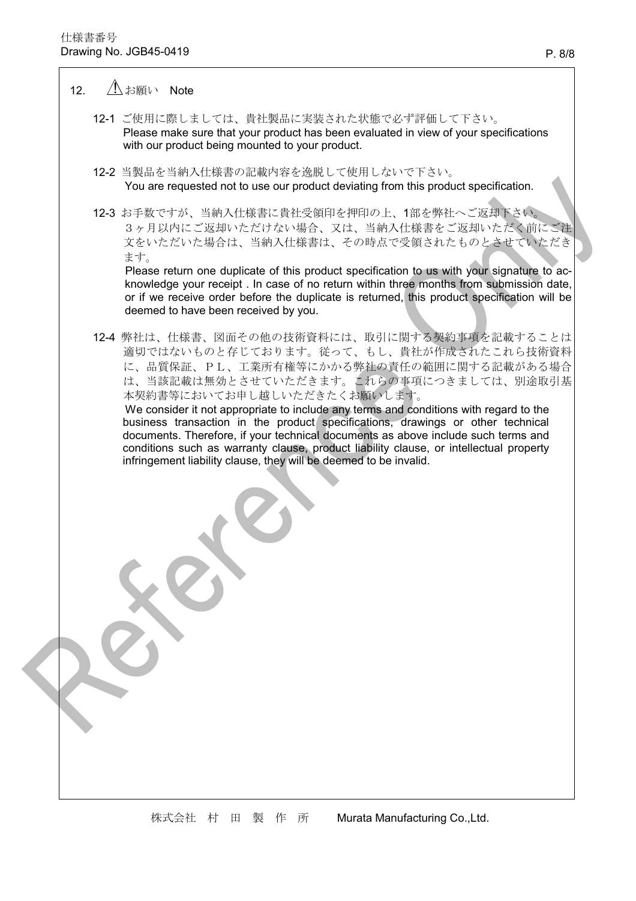## 12. ⚠お願い　Note

12-1 ご使用に際しましては、貴社製品に実装された状態で必ず評価して下さい。
Please make sure that your product has been evaluated in view of your specifications with our product being mounted to your product.

12-2 当製品を当納入仕様書の記載内容を逸脱して使用しないで下さい。
You are requested not to use our product deviating from this product specification.

12-3 お手数ですが、当納入仕様書に貴社受領印を押印の上、1部を弊社へご返却下さい。
３ヶ月以内にご返却いただけない場合、又は、当納入仕様書をご返却いただく前にご注文をいただいた場合は、当納入仕様書は、その時点で受領されたものとさせていただきます。
Please return one duplicate of this product specification to us with your signature to acknowledge your receipt . In case of no return within three months from submission date, or if we receive order before the duplicate is returned, this product specification will be deemed to have been received by you.

12-4 弊社は、仕様書、図面その他の技術資料には、取引に関する契約事項を記載することは適切ではないものと存じております。従って、もし、貴社が作成されたこれら技術資料に、品質保証、ＰＬ、工業所有権等にかかる弊社の責任の範囲に関する記載がある場合は、当該記載は無効とさせていただきます。これらの事項につきましては、別途取引基本契約書等においてお申し越しいただきたくお願いします。
We consider it not appropriate to include any terms and conditions with regard to the business transaction in the product specifications, drawings or other technical documents. Therefore, if your technical documents as above include such terms and conditions such as warranty clause, product liability clause, or intellectual property infringement liability clause, they will be deemed to be invalid.

株式会社　村　田　製　作　所　　Murata Manufacturing Co.,Ltd.